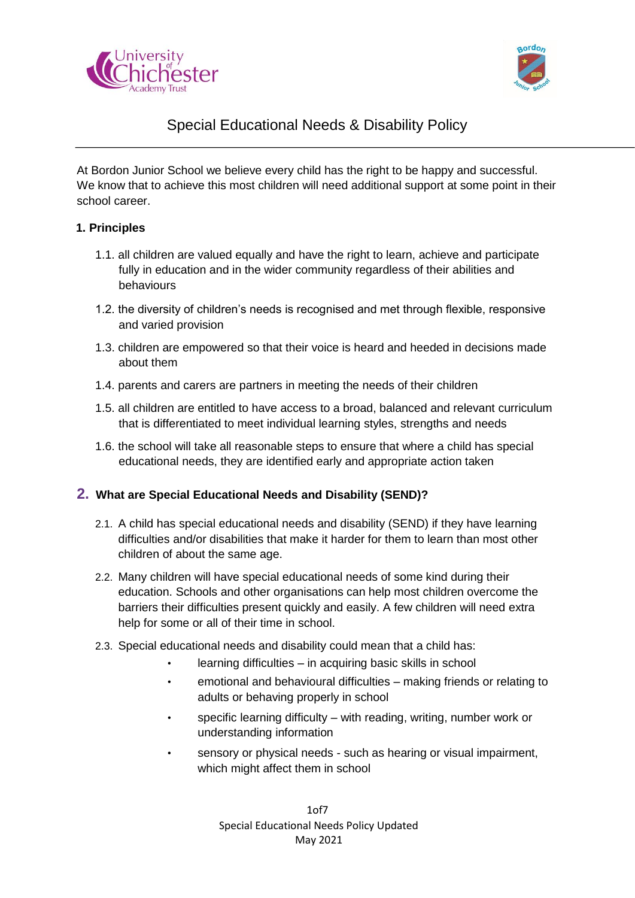# Special Educational Needs & Disability Policy

At Bordon Junior School we believe every child has the right to be happy and successful. We know that to achieve this most children will need additional support at some point in their school career.

## 1. Principles

1.1. all children are valued equally and have the right to learn, achieve and participate fully in education and in the wider community regardless of their abilities and behaviours

1.2. the diversity of children's needs is recognised and met through flexible, responsive and varied provision

1.3. children are empowered so that their voice is heard and heeded in decisions made about them

1.4. parents and carers are partners in meeting the needs of their children

1.5. all children are entitled to have access to a broad, balanced and relevant curriculum that is differentiated to meet individual learning styles, strengths and needs

1.6. the school will take all reasonable steps to ensure that where a child has special educational needs, they are identified early and appropriate action taken

## 2. What are Special Educational Needs and Disability (SEND)?

2.1. A child has special educational needs and disability (SEND) if they have learning difficulties and/or disabilities that make it harder for them to learn than most other children of about the same age.

2.2. Many children will have special educational needs of some kind during their education. Schools and other organisations can help most children overcome the barriers their difficulties present quickly and easily. A few children will need extra help for some or all of their time in school.

2.3. Special educational needs and disability could mean that a child has:

- learning difficulties – in acquiring basic skills in school
- emotional and behavioural difficulties – making friends or relating to adults or behaving properly in school
- specific learning difficulty – with reading, writing, number work or understanding information
- sensory or physical needs - such as hearing or visual impairment, which might affect them in school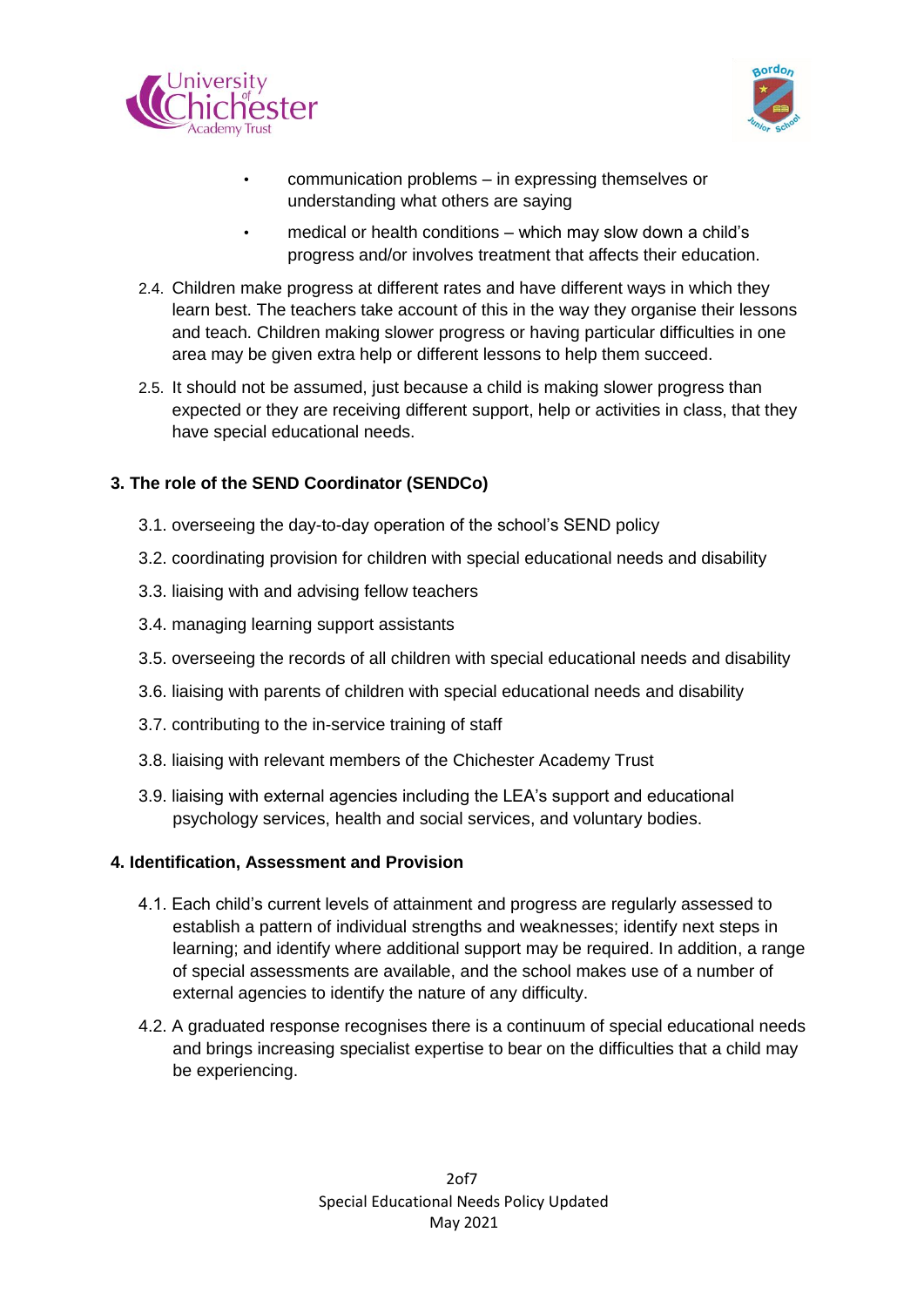- communication problems – in expressing themselves or understanding what others are saying
- medical or health conditions – which may slow down a child's progress and/or involves treatment that affects their education.

2.4. Children make progress at different rates and have different ways in which they learn best. The teachers take account of this in the way they organise their lessons and teach. Children making slower progress or having particular difficulties in one area may be given extra help or different lessons to help them succeed.

2.5. It should not be assumed, just because a child is making slower progress than expected or they are receiving different support, help or activities in class, that they have special educational needs.

### 3. The role of the SEND Coordinator (SENDCo)

3.1. overseeing the day-to-day operation of the school's SEND policy

3.2. coordinating provision for children with special educational needs and disability

3.3. liaising with and advising fellow teachers

3.4. managing learning support assistants

3.5. overseeing the records of all children with special educational needs and disability

3.6. liaising with parents of children with special educational needs and disability

3.7. contributing to the in-service training of staff

3.8. liaising with relevant members of the Chichester Academy Trust

3.9. liaising with external agencies including the LEA's support and educational psychology services, health and social services, and voluntary bodies.

### 4. Identification, Assessment and Provision

4.1. Each child's current levels of attainment and progress are regularly assessed to establish a pattern of individual strengths and weaknesses; identify next steps in learning; and identify where additional support may be required. In addition, a range of special assessments are available, and the school makes use of a number of external agencies to identify the nature of any difficulty.

4.2. A graduated response recognises there is a continuum of special educational needs and brings increasing specialist expertise to bear on the difficulties that a child may be experiencing.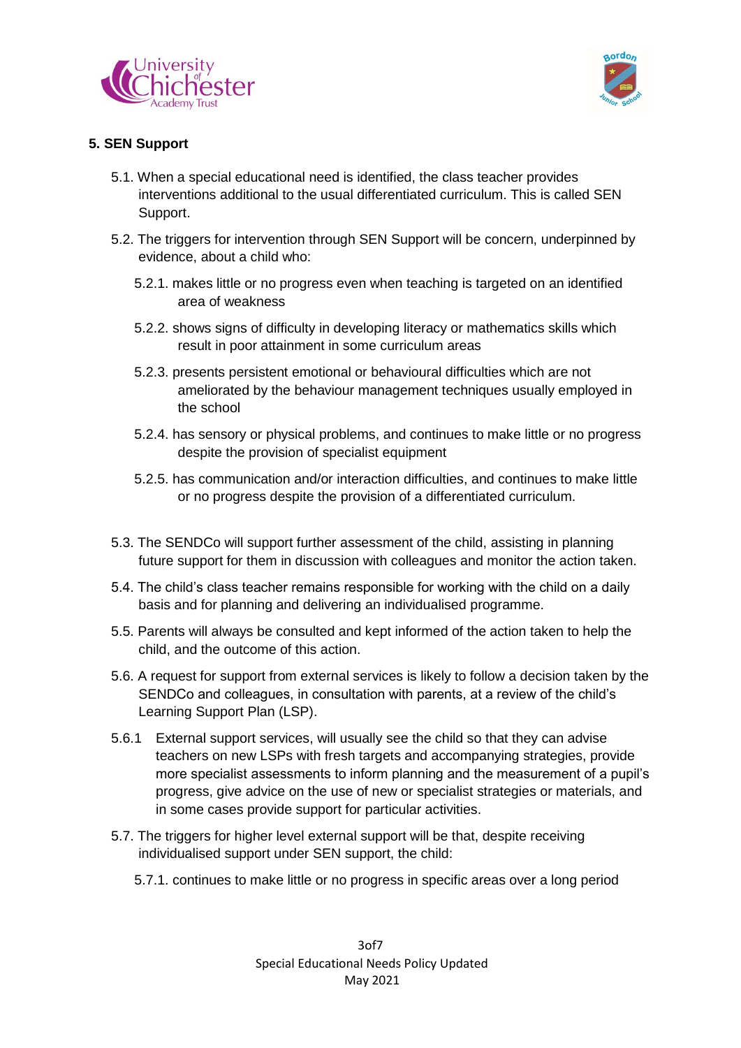## 5. SEN Support

5.1. When a special educational need is identified, the class teacher provides interventions additional to the usual differentiated curriculum. This is called SEN Support.

5.2. The triggers for intervention through SEN Support will be concern, underpinned by evidence, about a child who:

5.2.1. makes little or no progress even when teaching is targeted on an identified area of weakness

5.2.2. shows signs of difficulty in developing literacy or mathematics skills which result in poor attainment in some curriculum areas

5.2.3. presents persistent emotional or behavioural difficulties which are not ameliorated by the behaviour management techniques usually employed in the school

5.2.4. has sensory or physical problems, and continues to make little or no progress despite the provision of specialist equipment

5.2.5. has communication and/or interaction difficulties, and continues to make little or no progress despite the provision of a differentiated curriculum.

5.3. The SENDCo will support further assessment of the child, assisting in planning future support for them in discussion with colleagues and monitor the action taken.

5.4. The child's class teacher remains responsible for working with the child on a daily basis and for planning and delivering an individualised programme.

5.5. Parents will always be consulted and kept informed of the action taken to help the child, and the outcome of this action.

5.6. A request for support from external services is likely to follow a decision taken by the SENDCo and colleagues, in consultation with parents, at a review of the child's Learning Support Plan (LSP).

5.6.1 External support services, will usually see the child so that they can advise teachers on new LSPs with fresh targets and accompanying strategies, provide more specialist assessments to inform planning and the measurement of a pupil's progress, give advice on the use of new or specialist strategies or materials, and in some cases provide support for particular activities.

5.7. The triggers for higher level external support will be that, despite receiving individualised support under SEN support, the child:

5.7.1. continues to make little or no progress in specific areas over a long period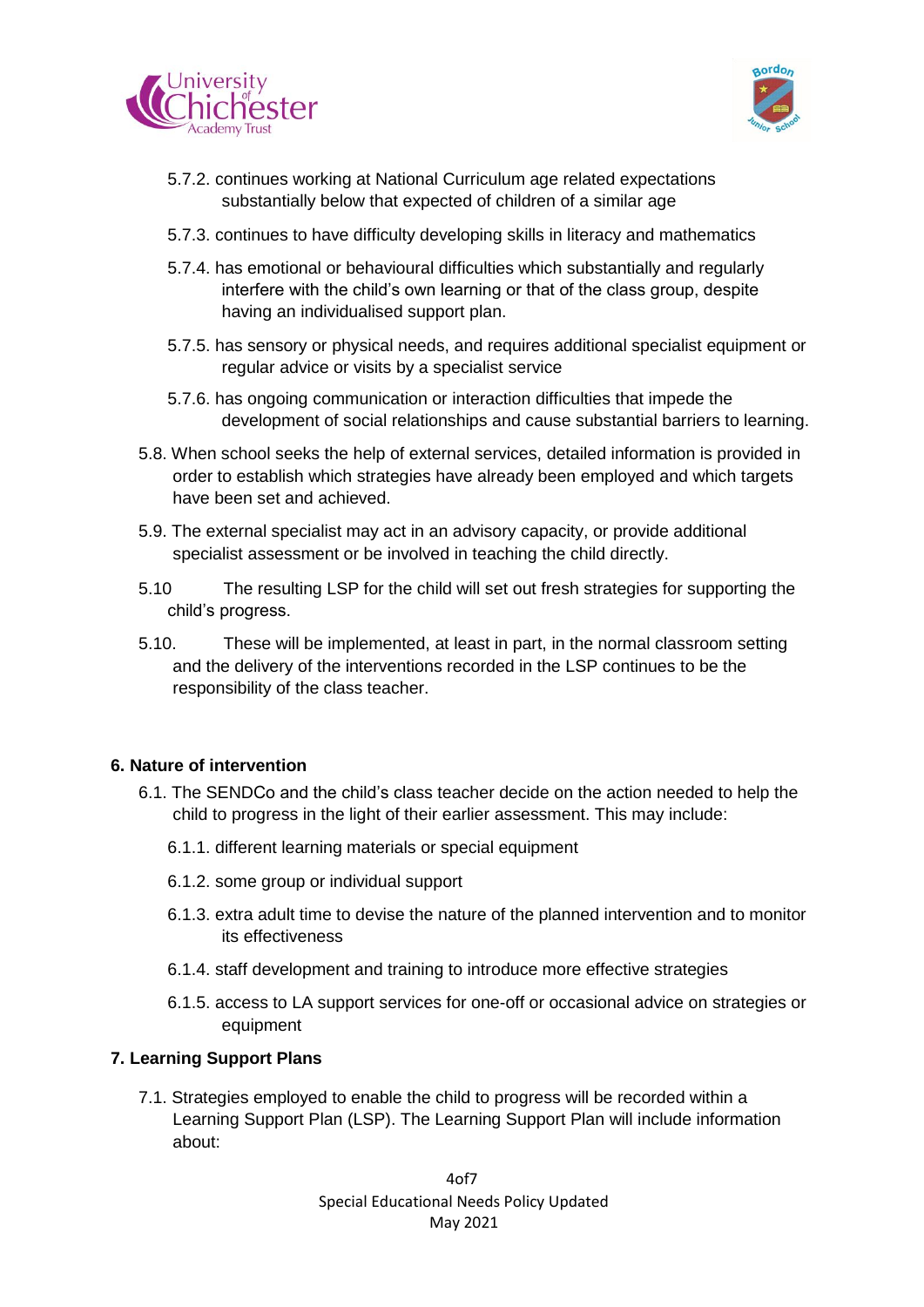5.7.2. continues working at National Curriculum age related expectations substantially below that expected of children of a similar age

5.7.3. continues to have difficulty developing skills in literacy and mathematics

5.7.4. has emotional or behavioural difficulties which substantially and regularly interfere with the child's own learning or that of the class group, despite having an individualised support plan.

5.7.5. has sensory or physical needs, and requires additional specialist equipment or regular advice or visits by a specialist service

5.7.6. has ongoing communication or interaction difficulties that impede the development of social relationships and cause substantial barriers to learning.

5.8. When school seeks the help of external services, detailed information is provided in order to establish which strategies have already been employed and which targets have been set and achieved.

5.9. The external specialist may act in an advisory capacity, or provide additional specialist assessment or be involved in teaching the child directly.

5.10 The resulting LSP for the child will set out fresh strategies for supporting the child's progress.

5.10. These will be implemented, at least in part, in the normal classroom setting and the delivery of the interventions recorded in the LSP continues to be the responsibility of the class teacher.

## 6. Nature of intervention

6.1. The SENDCo and the child's class teacher decide on the action needed to help the child to progress in the light of their earlier assessment. This may include:

6.1.1. different learning materials or special equipment

6.1.2. some group or individual support

6.1.3. extra adult time to devise the nature of the planned intervention and to monitor its effectiveness

6.1.4. staff development and training to introduce more effective strategies

6.1.5. access to LA support services for one-off or occasional advice on strategies or equipment

## 7. Learning Support Plans

7.1. Strategies employed to enable the child to progress will be recorded within a Learning Support Plan (LSP). The Learning Support Plan will include information about: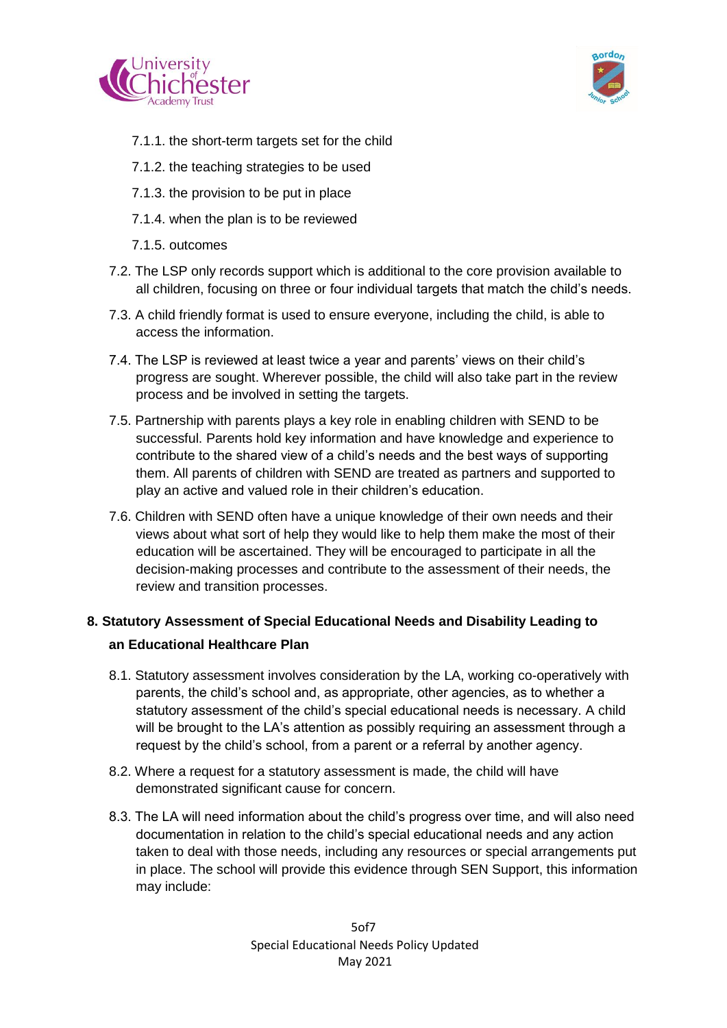7.1.1. the short-term targets set for the child

7.1.2. the teaching strategies to be used

7.1.3. the provision to be put in place

7.1.4. when the plan is to be reviewed

7.1.5. outcomes

7.2. The LSP only records support which is additional to the core provision available to all children, focusing on three or four individual targets that match the child's needs.

7.3. A child friendly format is used to ensure everyone, including the child, is able to access the information.

7.4. The LSP is reviewed at least twice a year and parents' views on their child's progress are sought. Wherever possible, the child will also take part in the review process and be involved in setting the targets.

7.5. Partnership with parents plays a key role in enabling children with SEND to be successful. Parents hold key information and have knowledge and experience to contribute to the shared view of a child's needs and the best ways of supporting them. All parents of children with SEND are treated as partners and supported to play an active and valued role in their children's education.

7.6. Children with SEND often have a unique knowledge of their own needs and their views about what sort of help they would like to help them make the most of their education will be ascertained. They will be encouraged to participate in all the decision-making processes and contribute to the assessment of their needs, the review and transition processes.

## 8. Statutory Assessment of Special Educational Needs and Disability Leading to an Educational Healthcare Plan

8.1. Statutory assessment involves consideration by the LA, working co-operatively with parents, the child's school and, as appropriate, other agencies, as to whether a statutory assessment of the child's special educational needs is necessary. A child will be brought to the LA's attention as possibly requiring an assessment through a request by the child's school, from a parent or a referral by another agency.

8.2. Where a request for a statutory assessment is made, the child will have demonstrated significant cause for concern.

8.3. The LA will need information about the child's progress over time, and will also need documentation in relation to the child's special educational needs and any action taken to deal with those needs, including any resources or special arrangements put in place. The school will provide this evidence through SEN Support, this information may include: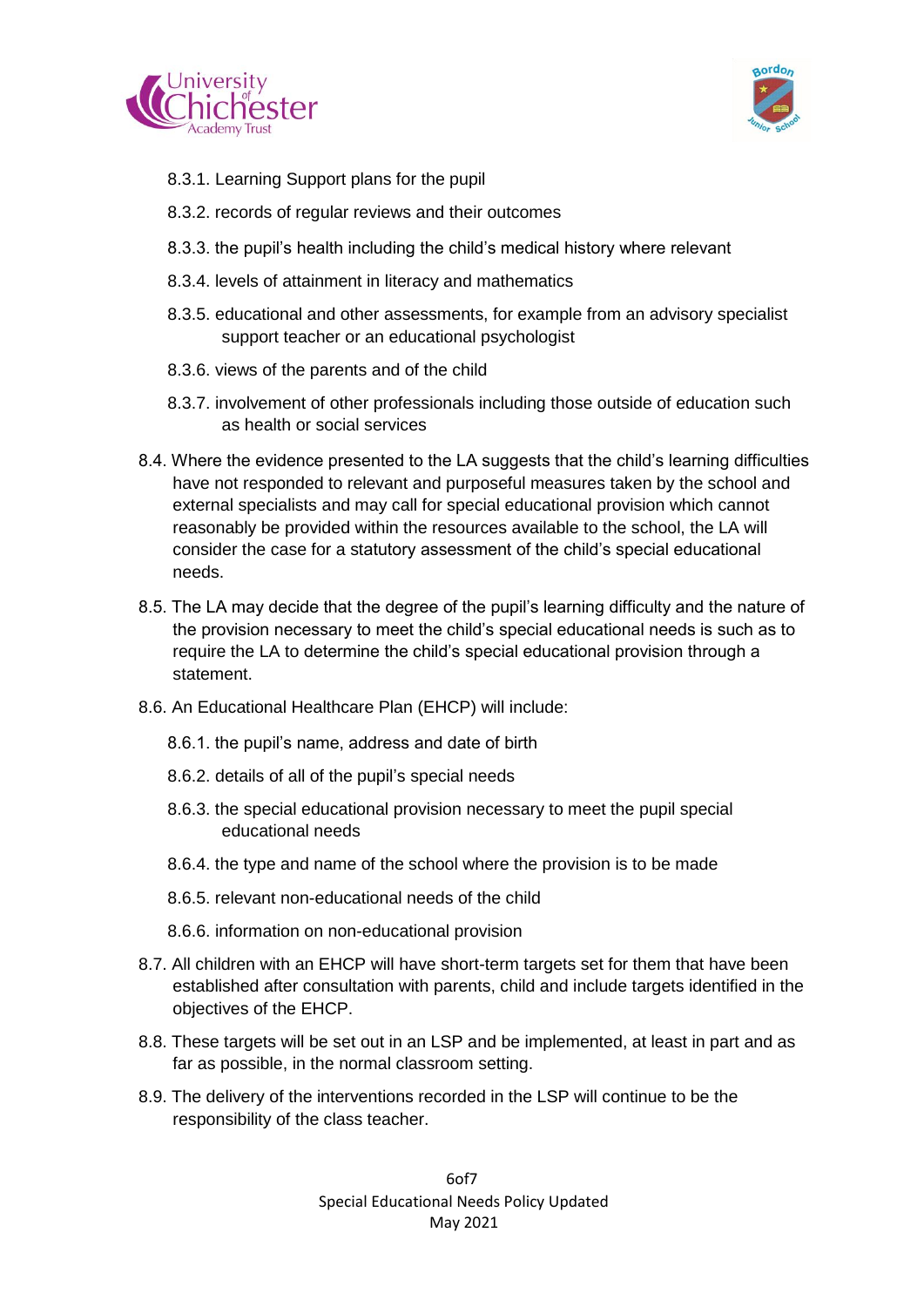8.3.1. Learning Support plans for the pupil

8.3.2. records of regular reviews and their outcomes

8.3.3. the pupil's health including the child's medical history where relevant

8.3.4. levels of attainment in literacy and mathematics

8.3.5. educational and other assessments, for example from an advisory specialist support teacher or an educational psychologist

8.3.6. views of the parents and of the child

8.3.7. involvement of other professionals including those outside of education such as health or social services

8.4. Where the evidence presented to the LA suggests that the child's learning difficulties have not responded to relevant and purposeful measures taken by the school and external specialists and may call for special educational provision which cannot reasonably be provided within the resources available to the school, the LA will consider the case for a statutory assessment of the child's special educational needs.

8.5. The LA may decide that the degree of the pupil's learning difficulty and the nature of the provision necessary to meet the child's special educational needs is such as to require the LA to determine the child's special educational provision through a statement.

8.6. An Educational Healthcare Plan (EHCP) will include:

8.6.1. the pupil's name, address and date of birth

8.6.2. details of all of the pupil's special needs

8.6.3. the special educational provision necessary to meet the pupil special educational needs

8.6.4. the type and name of the school where the provision is to be made

8.6.5. relevant non-educational needs of the child

8.6.6. information on non-educational provision

8.7. All children with an EHCP will have short-term targets set for them that have been established after consultation with parents, child and include targets identified in the objectives of the EHCP.

8.8. These targets will be set out in an LSP and be implemented, at least in part and as far as possible, in the normal classroom setting.

8.9. The delivery of the interventions recorded in the LSP will continue to be the responsibility of the class teacher.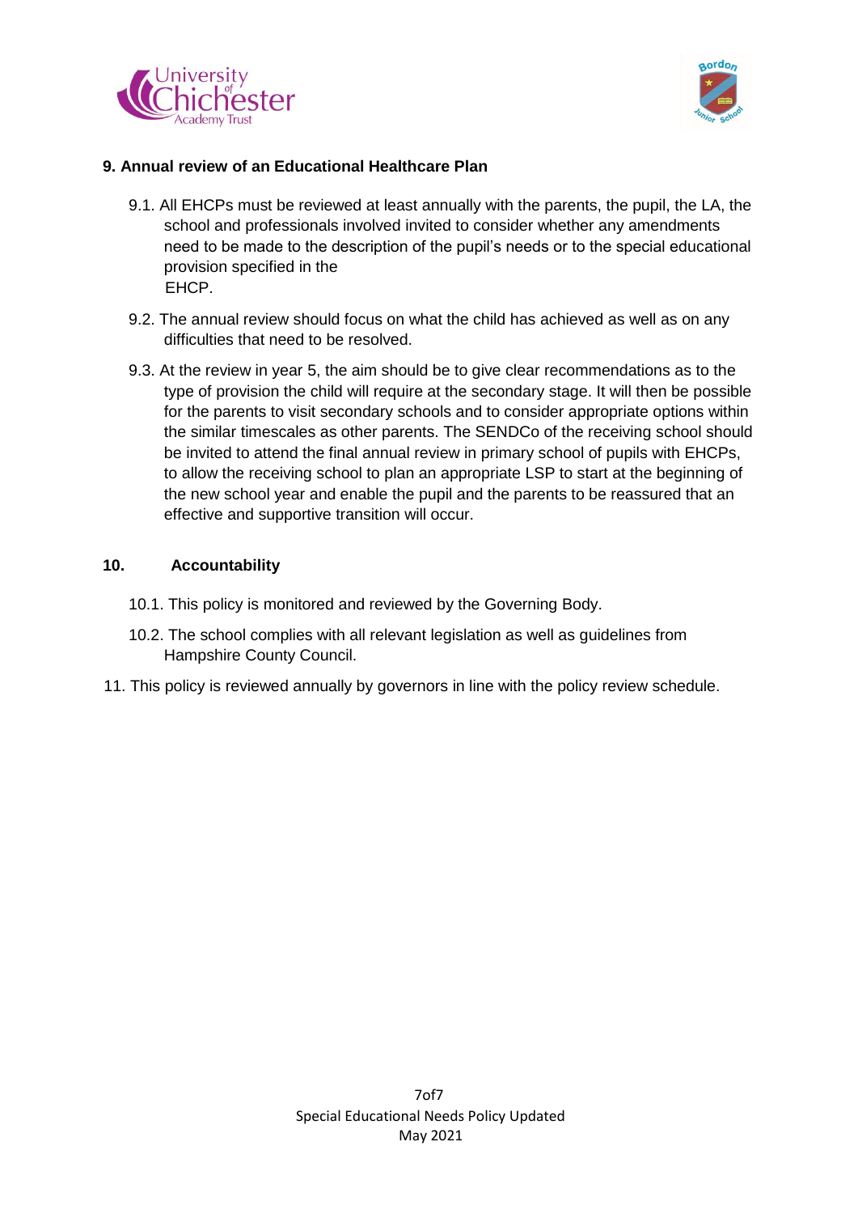## 9. Annual review of an Educational Healthcare Plan

9.1. All EHCPs must be reviewed at least annually with the parents, the pupil, the LA, the school and professionals involved invited to consider whether any amendments need to be made to the description of the pupil's needs or to the special educational provision specified in the EHCP.

9.2. The annual review should focus on what the child has achieved as well as on any difficulties that need to be resolved.

9.3. At the review in year 5, the aim should be to give clear recommendations as to the type of provision the child will require at the secondary stage. It will then be possible for the parents to visit secondary schools and to consider appropriate options within the similar timescales as other parents. The SENDCo of the receiving school should be invited to attend the final annual review in primary school of pupils with EHCPs, to allow the receiving school to plan an appropriate LSP to start at the beginning of the new school year and enable the pupil and the parents to be reassured that an effective and supportive transition will occur.

## 10. Accountability

10.1. This policy is monitored and reviewed by the Governing Body.

10.2. The school complies with all relevant legislation as well as guidelines from Hampshire County Council.

11. This policy is reviewed annually by governors in line with the policy review schedule.